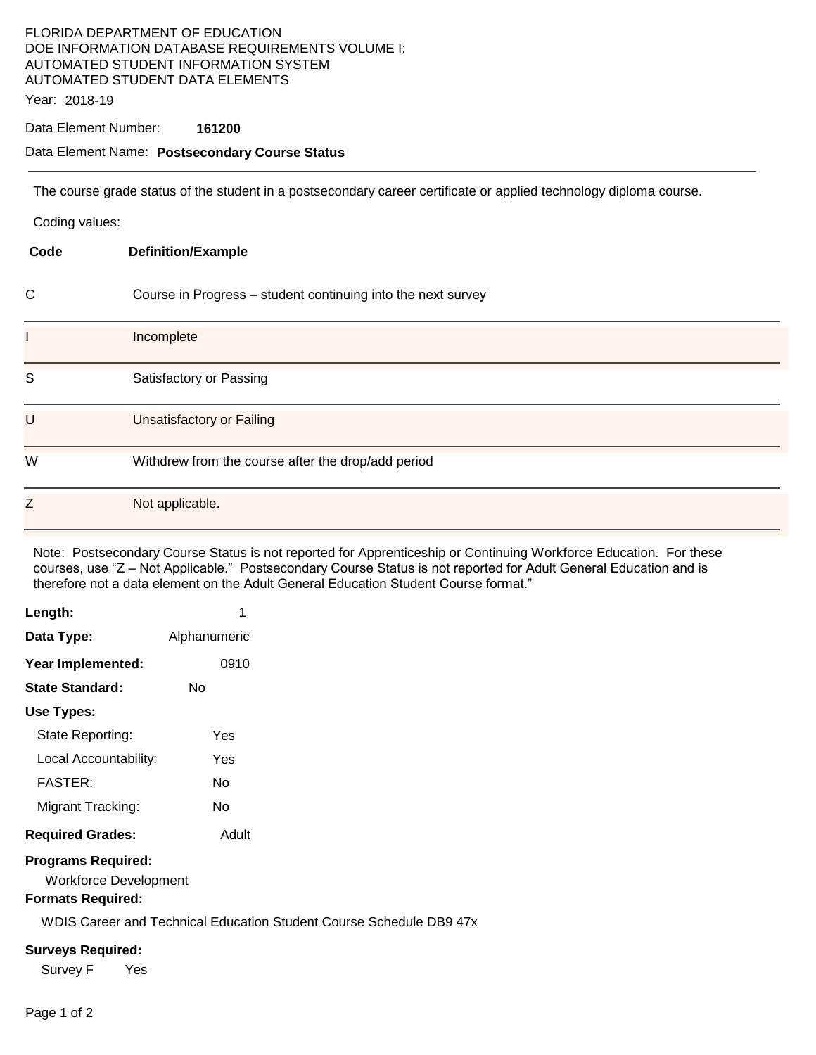FLORIDA DEPARTMENT OF EDUCATION
DOE INFORMATION DATABASE REQUIREMENTS VOLUME I:
AUTOMATED STUDENT INFORMATION SYSTEM
AUTOMATED STUDENT DATA ELEMENTS

Year: 2018-19

Data Element Number: **161200**

Data Element Name: **Postsecondary Course Status**

---

The course grade status of the student in a postsecondary career certificate or applied technology diploma course.

Coding values:

| Code | Definition/Example |
|---|---|
| C | Course in Progress – student continuing into the next survey |
| I | Incomplete |
| S | Satisfactory or Passing |
| U | Unsatisfactory or Failing |
| W | Withdrew from the course after the drop/add period |
| Z | Not applicable. |

Note: Postsecondary Course Status is not reported for Apprenticeship or Continuing Workforce Education. For these courses, use "Z – Not Applicable." Postsecondary Course Status is not reported for Adult General Education and is therefore not a data element on the Adult General Education Student Course format."

**Length:** 1

**Data Type:** Alphanumeric

**Year Implemented:** 0910

**State Standard:** No

**Use Types:**

- State Reporting: Yes
- Local Accountability: Yes
- FASTER: No
- Migrant Tracking: No

**Required Grades:** Adult

**Programs Required:**

Workforce Development

**Formats Required:**

WDIS Career and Technical Education Student Course Schedule DB9 47x

**Surveys Required:**

Survey F Yes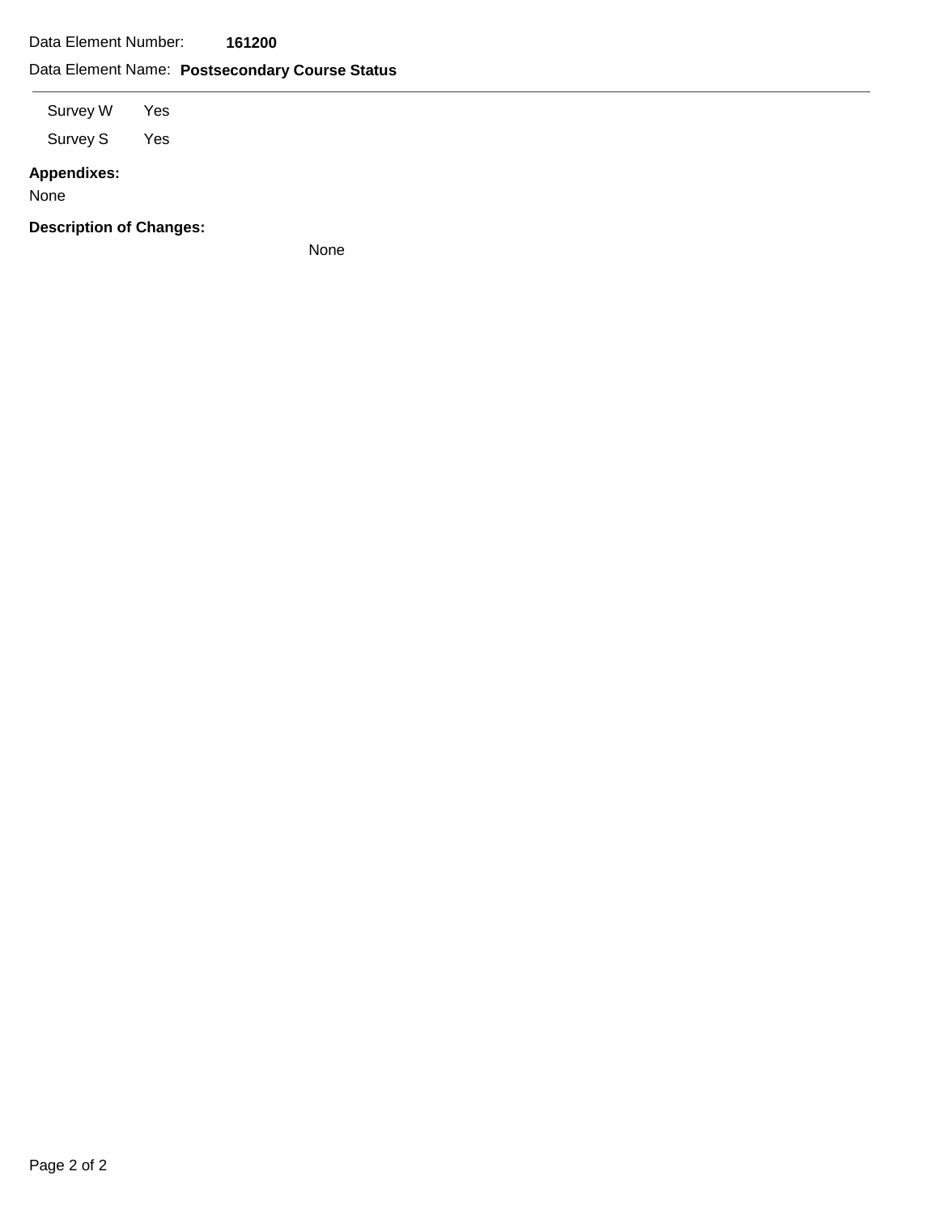Data Element Number: **161200**

Data Element Name: **Postsecondary Course Status**

| | |
|---|---|
| Survey W | Yes |
| Survey S | Yes |

**Appendixes:**

None

**Description of Changes:**

None